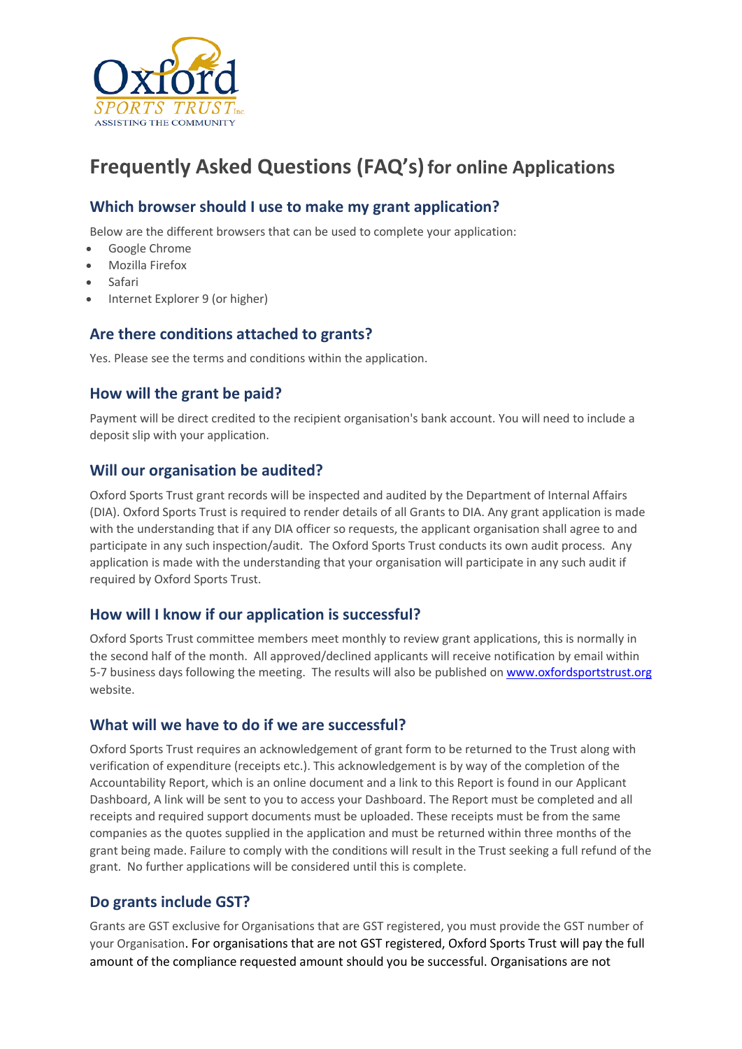Oxford SPORTS TRUST Inc.
ASSISTING THE COMMUNITY

# Frequently Asked Questions (FAQ's) for online Applications

## Which browser should I use to make my grant application?

Below are the different browsers that can be used to complete your application:

- Google Chrome
- Mozilla Firefox
- Safari
- Internet Explorer 9 (or higher)

## Are there conditions attached to grants?

Yes. Please see the terms and conditions within the application.

## How will the grant be paid?

Payment will be direct credited to the recipient organisation's bank account. You will need to include a deposit slip with your application.

## Will our organisation be audited?

Oxford Sports Trust grant records will be inspected and audited by the Department of Internal Affairs (DIA). Oxford Sports Trust is required to render details of all Grants to DIA. Any grant application is made with the understanding that if any DIA officer so requests, the applicant organisation shall agree to and participate in any such inspection/audit. The Oxford Sports Trust conducts its own audit process. Any application is made with the understanding that your organisation will participate in any such audit if required by Oxford Sports Trust.

## How will I know if our application is successful?

Oxford Sports Trust committee members meet monthly to review grant applications, this is normally in the second half of the month. All approved/declined applicants will receive notification by email within 5-7 business days following the meeting. The results will also be published on [www.oxfordsportstrust.org](http://www.oxfordsportstrust.org) website.

## What will we have to do if we are successful?

Oxford Sports Trust requires an acknowledgement of grant form to be returned to the Trust along with verification of expenditure (receipts etc.). This acknowledgement is by way of the completion of the Accountability Report, which is an online document and a link to this Report is found in our Applicant Dashboard, A link will be sent to you to access your Dashboard. The Report must be completed and all receipts and required support documents must be uploaded. These receipts must be from the same companies as the quotes supplied in the application and must be returned within three months of the grant being made. Failure to comply with the conditions will result in the Trust seeking a full refund of the grant. No further applications will be considered until this is complete.

## Do grants include GST?

Grants are GST exclusive for Organisations that are GST registered, you must provide the GST number of your Organisation. For organisations that are not GST registered, Oxford Sports Trust will pay the full amount of the compliance requested amount should you be successful. Organisations are not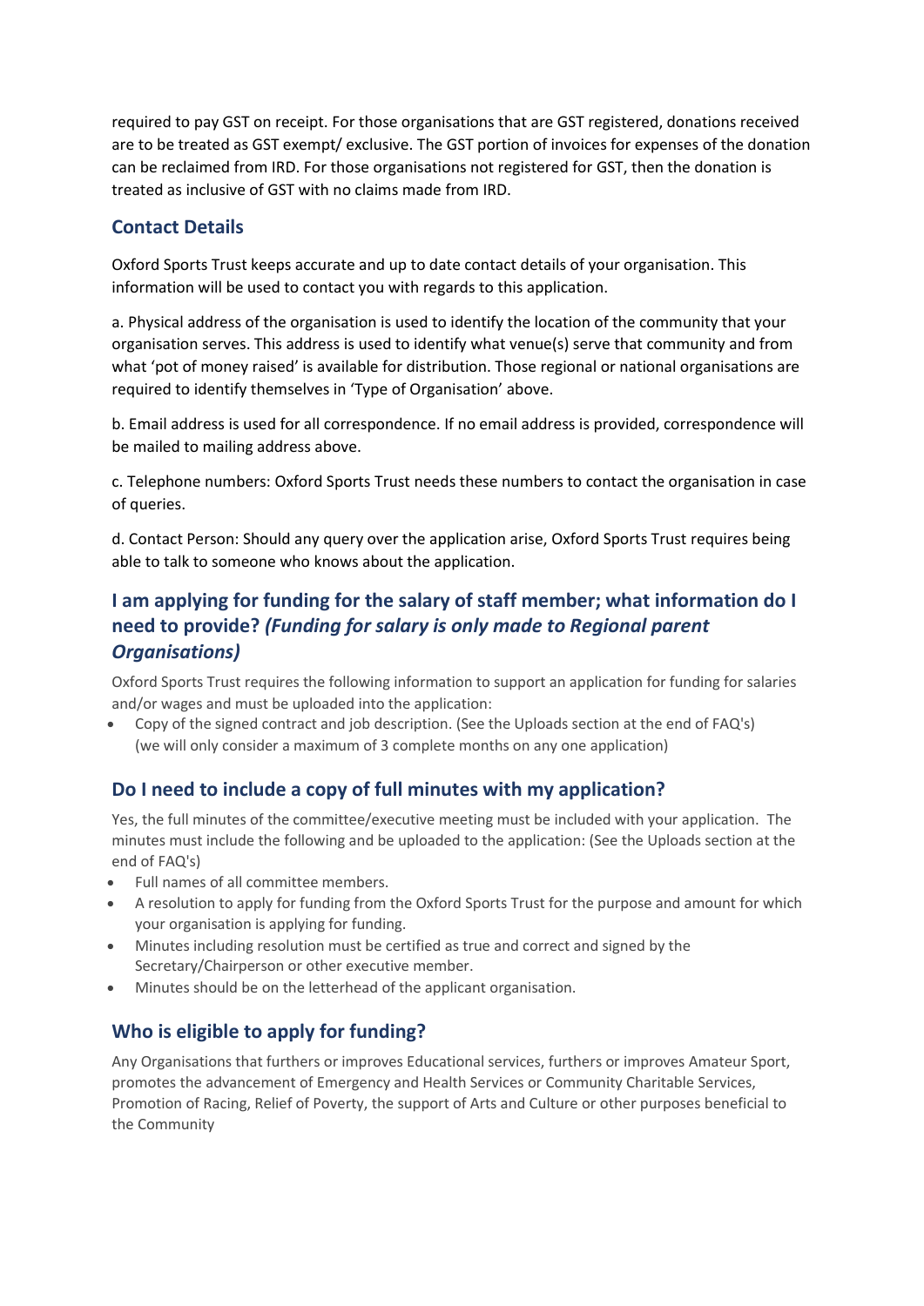required to pay GST on receipt. For those organisations that are GST registered, donations received are to be treated as GST exempt/ exclusive. The GST portion of invoices for expenses of the donation can be reclaimed from IRD. For those organisations not registered for GST, then the donation is treated as inclusive of GST with no claims made from IRD.

## Contact Details

Oxford Sports Trust keeps accurate and up to date contact details of your organisation. This information will be used to contact you with regards to this application.

a. Physical address of the organisation is used to identify the location of the community that your organisation serves. This address is used to identify what venue(s) serve that community and from what 'pot of money raised' is available for distribution. Those regional or national organisations are required to identify themselves in 'Type of Organisation' above.

b. Email address is used for all correspondence. If no email address is provided, correspondence will be mailed to mailing address above.

c. Telephone numbers: Oxford Sports Trust needs these numbers to contact the organisation in case of queries.

d. Contact Person: Should any query over the application arise, Oxford Sports Trust requires being able to talk to someone who knows about the application.

## I am applying for funding for the salary of staff member; what information do I need to provide? *(Funding for salary is only made to Regional parent Organisations)*

Oxford Sports Trust requires the following information to support an application for funding for salaries and/or wages and must be uploaded into the application:

- Copy of the signed contract and job description. (See the Uploads section at the end of FAQ's) (we will only consider a maximum of 3 complete months on any one application)

## Do I need to include a copy of full minutes with my application?

Yes, the full minutes of the committee/executive meeting must be included with your application. The minutes must include the following and be uploaded to the application: (See the Uploads section at the end of FAQ's)

- Full names of all committee members.
- A resolution to apply for funding from the Oxford Sports Trust for the purpose and amount for which your organisation is applying for funding.
- Minutes including resolution must be certified as true and correct and signed by the Secretary/Chairperson or other executive member.
- Minutes should be on the letterhead of the applicant organisation.

## Who is eligible to apply for funding?

Any Organisations that furthers or improves Educational services, furthers or improves Amateur Sport, promotes the advancement of Emergency and Health Services or Community Charitable Services, Promotion of Racing, Relief of Poverty, the support of Arts and Culture or other purposes beneficial to the Community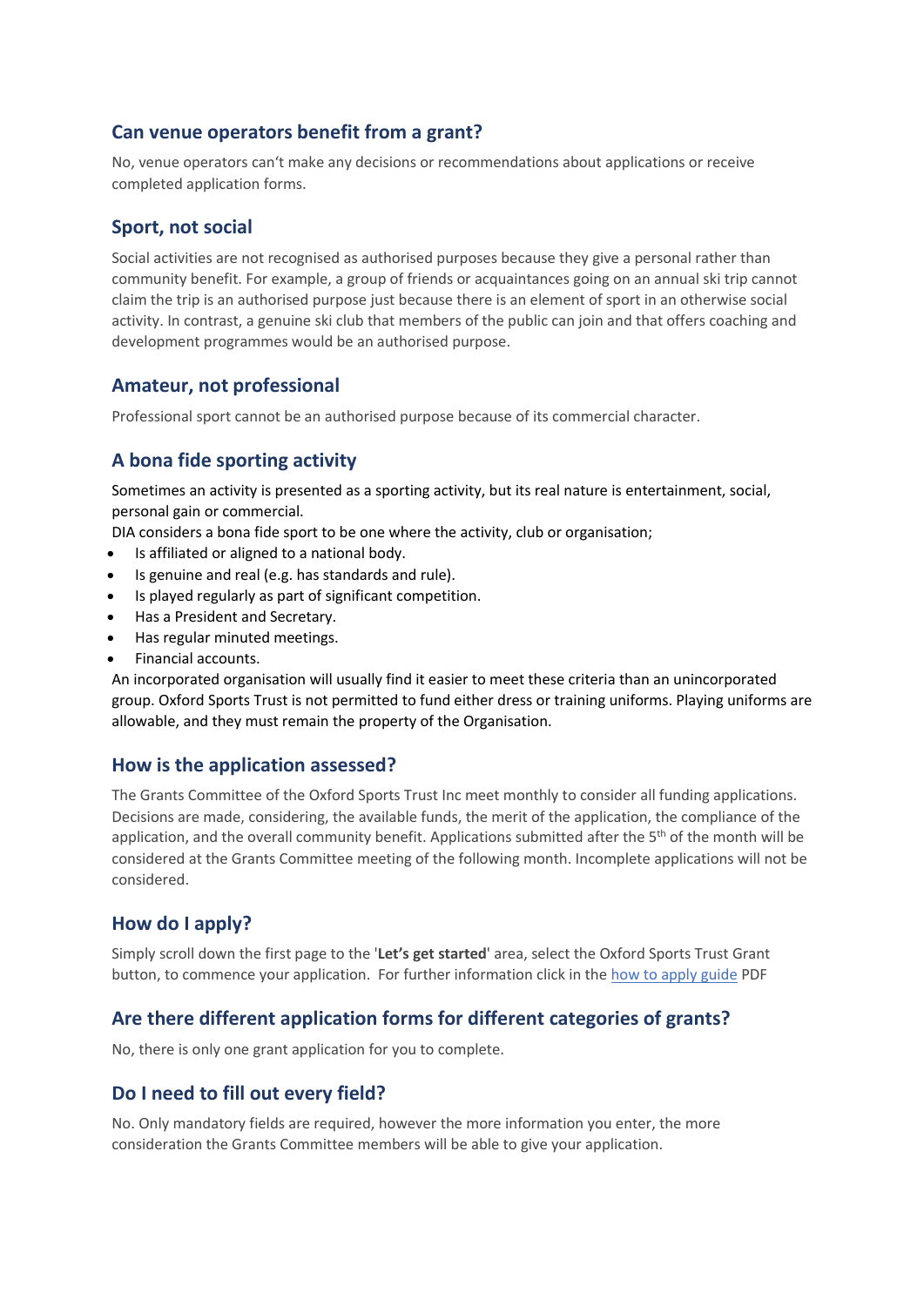## Can venue operators benefit from a grant?

No, venue operators can't make any decisions or recommendations about applications or receive completed application forms.

## Sport, not social

Social activities are not recognised as authorised purposes because they give a personal rather than community benefit. For example, a group of friends or acquaintances going on an annual ski trip cannot claim the trip is an authorised purpose just because there is an element of sport in an otherwise social activity. In contrast, a genuine ski club that members of the public can join and that offers coaching and development programmes would be an authorised purpose.

## Amateur, not professional

Professional sport cannot be an authorised purpose because of its commercial character.

## A bona fide sporting activity

Sometimes an activity is presented as a sporting activity, but its real nature is entertainment, social, personal gain or commercial.

DIA considers a bona fide sport to be one where the activity, club or organisation;

- Is affiliated or aligned to a national body.
- Is genuine and real (e.g. has standards and rule).
- Is played regularly as part of significant competition.
- Has a President and Secretary.
- Has regular minuted meetings.
- Financial accounts.

An incorporated organisation will usually find it easier to meet these criteria than an unincorporated group. Oxford Sports Trust is not permitted to fund either dress or training uniforms. Playing uniforms are allowable, and they must remain the property of the Organisation.

## How is the application assessed?

The Grants Committee of the Oxford Sports Trust Inc meet monthly to consider all funding applications. Decisions are made, considering, the available funds, the merit of the application, the compliance of the application, and the overall community benefit. Applications submitted after the 5th of the month will be considered at the Grants Committee meeting of the following month. Incomplete applications will not be considered.

## How do I apply?

Simply scroll down the first page to the '**Let's get started**' area, select the Oxford Sports Trust Grant button, to commence your application. For further information click in the how to apply guide PDF

## Are there different application forms for different categories of grants?

No, there is only one grant application for you to complete.

## Do I need to fill out every field?

No. Only mandatory fields are required, however the more information you enter, the more consideration the Grants Committee members will be able to give your application.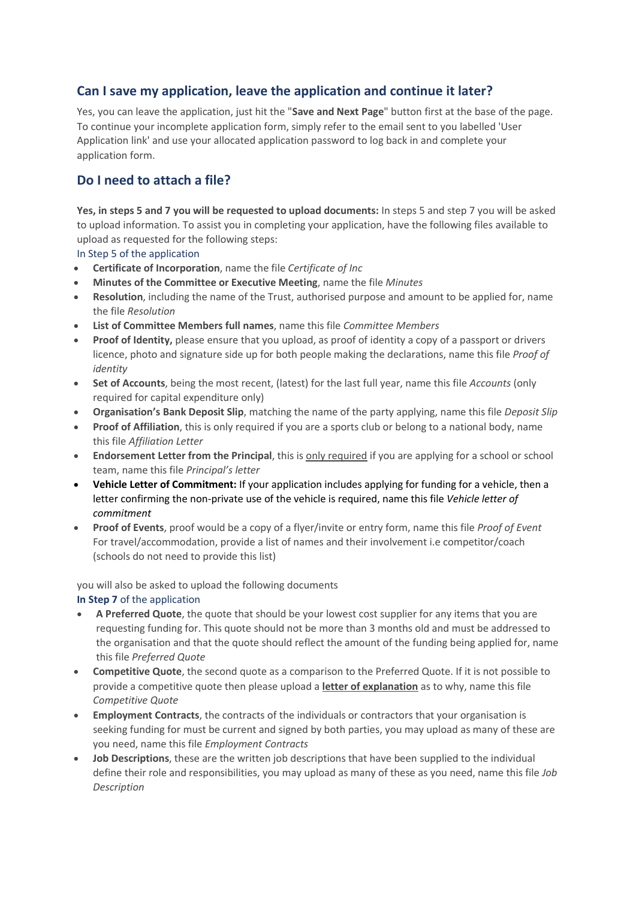## Can I save my application, leave the application and continue it later?

Yes, you can leave the application, just hit the "**Save and Next Page**" button first at the base of the page. To continue your incomplete application form, simply refer to the email sent to you labelled 'User Application link' and use your allocated application password to log back in and complete your application form.

## Do I need to attach a file?

**Yes, in steps 5 and 7 you will be requested to upload documents:** In steps 5 and step 7 you will be asked to upload information. To assist you in completing your application, have the following files available to upload as requested for the following steps:

In Step 5 of the application

- **Certificate of Incorporation**, name the file *Certificate of Inc*
- **Minutes of the Committee or Executive Meeting**, name the file *Minutes*
- **Resolution**, including the name of the Trust, authorised purpose and amount to be applied for, name the file *Resolution*
- **List of Committee Members full names**, name this file *Committee Members*
- **Proof of Identity,** please ensure that you upload, as proof of identity a copy of a passport or drivers licence, photo and signature side up for both people making the declarations, name this file *Proof of identity*
- **Set of Accounts**, being the most recent, (latest) for the last full year, name this file *Accounts* (only required for capital expenditure only)
- **Organisation's Bank Deposit Slip**, matching the name of the party applying, name this file *Deposit Slip*
- **Proof of Affiliation**, this is only required if you are a sports club or belong to a national body, name this file *Affiliation Letter*
- **Endorsement Letter from the Principal**, this is only required if you are applying for a school or school team, name this file *Principal's letter*
- **Vehicle Letter of Commitment:** If your application includes applying for funding for a vehicle, then a letter confirming the non-private use of the vehicle is required, name this file *Vehicle letter of commitment*
- **Proof of Events**, proof would be a copy of a flyer/invite or entry form, name this file *Proof of Event* For travel/accommodation, provide a list of names and their involvement i.e competitor/coach (schools do not need to provide this list)

you will also be asked to upload the following documents

**In Step 7** of the application

- **A Preferred Quote**, the quote that should be your lowest cost supplier for any items that you are requesting funding for. This quote should not be more than 3 months old and must be addressed to the organisation and that the quote should reflect the amount of the funding being applied for, name this file *Preferred Quote*
- **Competitive Quote**, the second quote as a comparison to the Preferred Quote. If it is not possible to provide a competitive quote then please upload a **letter of explanation** as to why, name this file *Competitive Quote*
- **Employment Contracts**, the contracts of the individuals or contractors that your organisation is seeking funding for must be current and signed by both parties, you may upload as many of these are you need, name this file *Employment Contracts*
- **Job Descriptions**, these are the written job descriptions that have been supplied to the individual define their role and responsibilities, you may upload as many of these as you need, name this file *Job Description*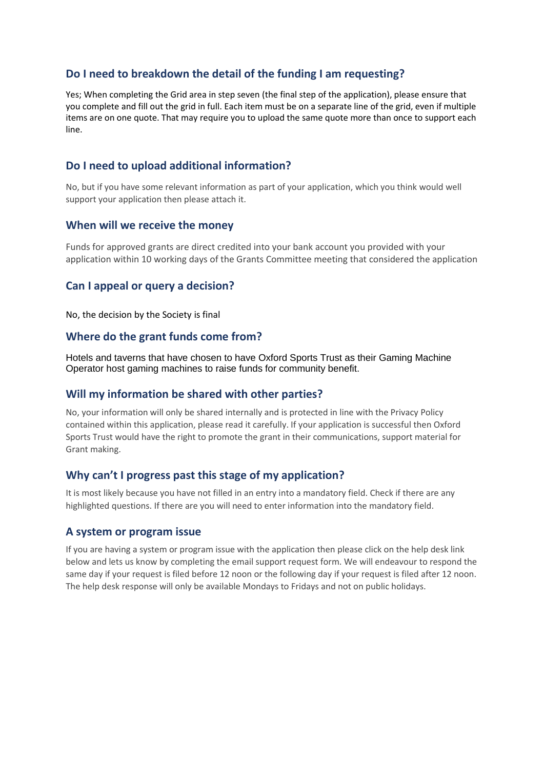## Do I need to breakdown the detail of the funding I am requesting?

Yes; When completing the Grid area in step seven (the final step of the application), please ensure that you complete and fill out the grid in full. Each item must be on a separate line of the grid, even if multiple items are on one quote. That may require you to upload the same quote more than once to support each line.

## Do I need to upload additional information?

No, but if you have some relevant information as part of your application, which you think would well support your application then please attach it.

## When will we receive the money

Funds for approved grants are direct credited into your bank account you provided with your application within 10 working days of the Grants Committee meeting that considered the application

## Can I appeal or query a decision?

No, the decision by the Society is final

## Where do the grant funds come from?

Hotels and taverns that have chosen to have Oxford Sports Trust as their Gaming Machine Operator host gaming machines to raise funds for community benefit.

## Will my information be shared with other parties?

No, your information will only be shared internally and is protected in line with the Privacy Policy contained within this application, please read it carefully. If your application is successful then Oxford Sports Trust would have the right to promote the grant in their communications, support material for Grant making.

## Why can't I progress past this stage of my application?

It is most likely because you have not filled in an entry into a mandatory field. Check if there are any highlighted questions. If there are you will need to enter information into the mandatory field.

## A system or program issue

If you are having a system or program issue with the application then please click on the help desk link below and lets us know by completing the email support request form. We will endeavour to respond the same day if your request is filed before 12 noon or the following day if your request is filed after 12 noon. The help desk response will only be available Mondays to Fridays and not on public holidays.